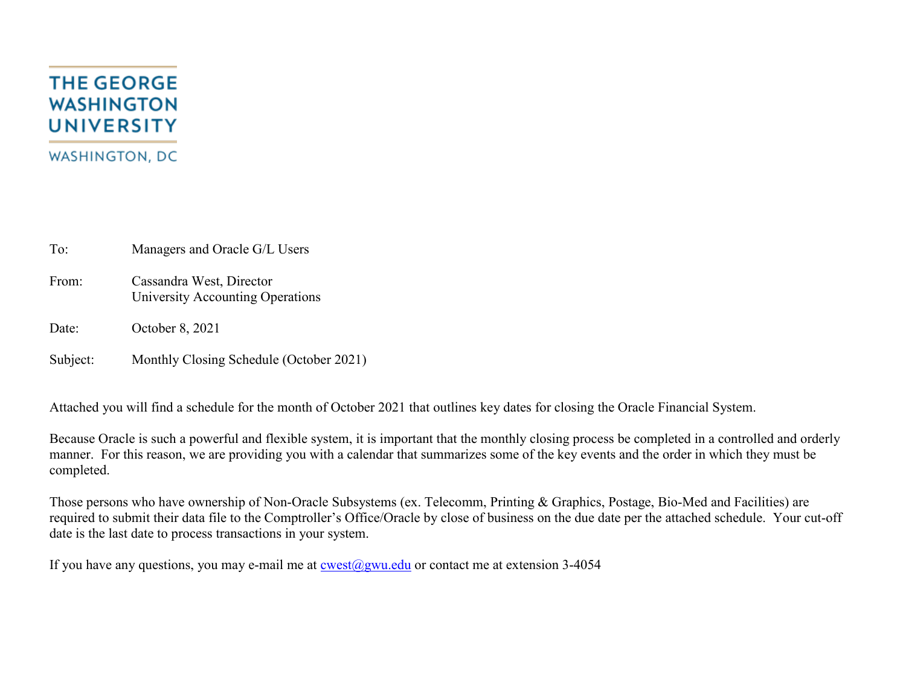THE GEORGE WASHINGTON UNIVERSITY

WASHINGTON, DC

To: Managers and Oracle G/L Users

From: Cassandra West, Director
University Accounting Operations

Date: October 8, 2021

Subject: Monthly Closing Schedule (October 2021)

Attached you will find a schedule for the month of October 2021 that outlines key dates for closing the Oracle Financial System.

Because Oracle is such a powerful and flexible system, it is important that the monthly closing process be completed in a controlled and orderly manner. For this reason, we are providing you with a calendar that summarizes some of the key events and the order in which they must be completed.

Those persons who have ownership of Non-Oracle Subsystems (ex. Telecomm, Printing & Graphics, Postage, Bio-Med and Facilities) are required to submit their data file to the Comptroller's Office/Oracle by close of business on the due date per the attached schedule. Your cut-off date is the last date to process transactions in your system.

If you have any questions, you may e-mail me at cwest@gwu.edu or contact me at extension 3-4054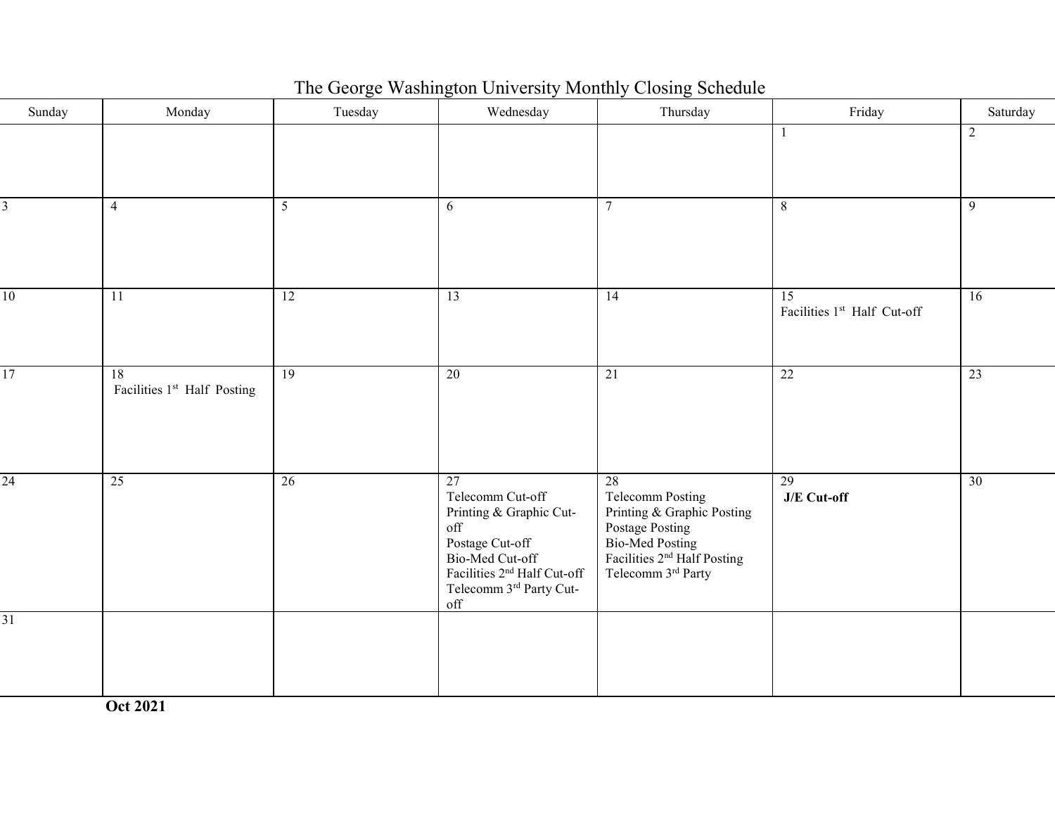# The George Washington University Monthly Closing Schedule

| Sunday | Monday | Tuesday | Wednesday | Thursday | Friday | Saturday |
|---|---|---|---|---|---|---|
| | | | | | 1 | 2 |
| 3 | 4 | 5 | 6 | 7 | 8 | 9 |
| 10 | 11 | 12 | 13 | 14 | 15<br>Facilities 1st Half Cut-off | 16 |
| 17 | 18<br>Facilities 1st Half Posting | 19 | 20 | 21 | 22 | 23 |
| 24 | 25 | 26 | 27<br>Telecomm Cut-off<br>Printing & Graphic Cut-off<br>Postage Cut-off<br>Bio-Med Cut-off<br>Facilities 2nd Half Cut-off<br>Telecomm 3rd Party Cut-off | 28<br>Telecomm Posting<br>Printing & Graphic Posting<br>Postage Posting<br>Bio-Med Posting<br>Facilities 2nd Half Posting<br>Telecomm 3rd Party | 29<br>**J/E Cut-off** | 30 |
| 31 | | | | | | |

**Oct 2021**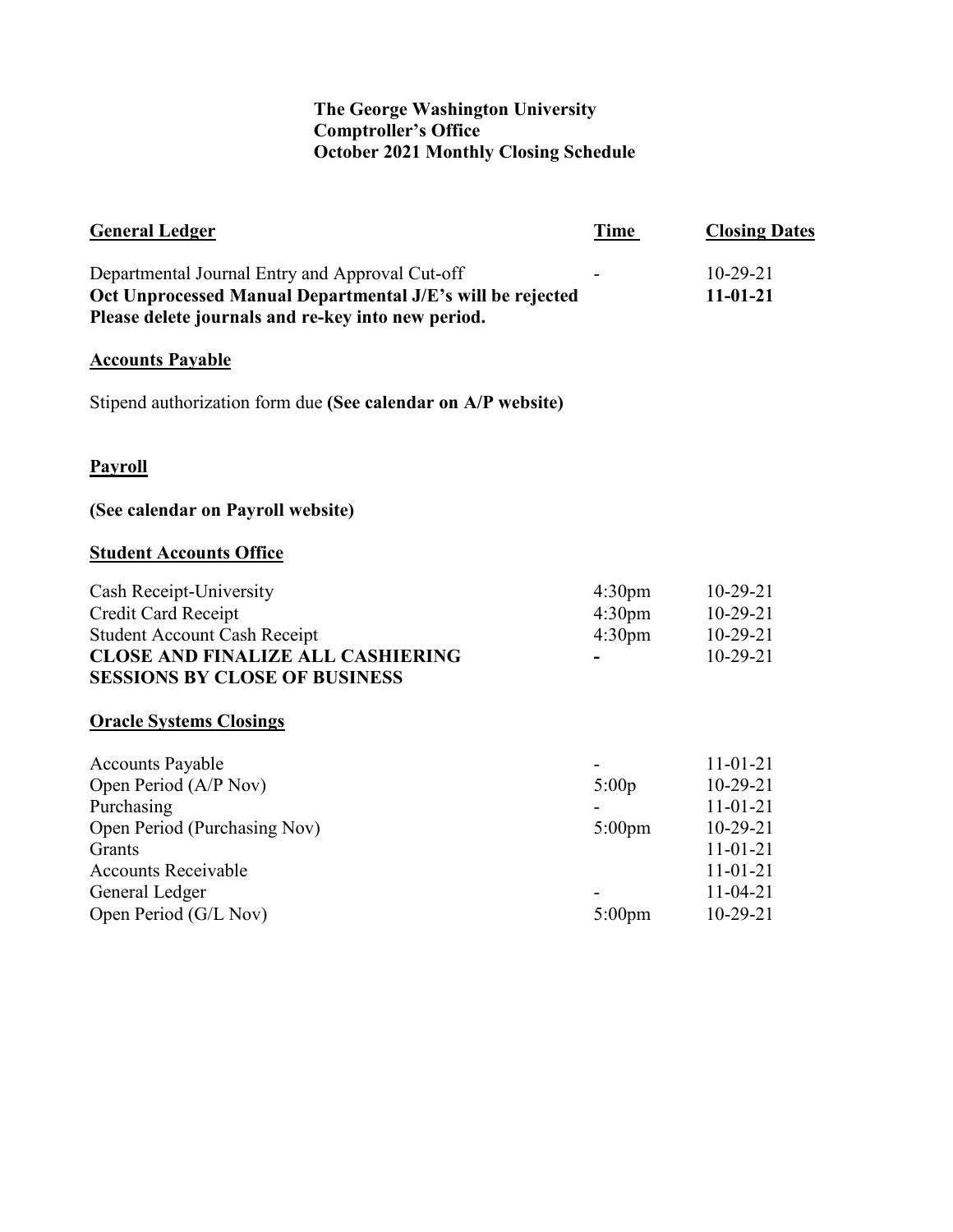**The George Washington University**
**Comptroller's Office**
**October 2021 Monthly Closing Schedule**

| **General Ledger** | **Time** | **Closing Dates** |
|---|---|---|
| Departmental Journal Entry and Approval Cut-off | - | 10-29-21 |
| **Oct Unprocessed Manual Departmental J/E's will be rejected Please delete journals and re-key into new period.** | | **11-01-21** |

**Accounts Payable**

Stipend authorization form due **(See calendar on A/P website)**

**Payroll**

**(See calendar on Payroll website)**

**Student Accounts Office**

| | | |
|---|---|---|
| Cash Receipt-University | 4:30pm | 10-29-21 |
| Credit Card Receipt | 4:30pm | 10-29-21 |
| Student Account Cash Receipt | 4:30pm | 10-29-21 |
| **CLOSE AND FINALIZE ALL CASHIERING SESSIONS BY CLOSE OF BUSINESS** | **-** | 10-29-21 |

**Oracle Systems Closings**

| | | |
|---|---|---|
| Accounts Payable | - | 11-01-21 |
| Open Period (A/P Nov) | 5:00p | 10-29-21 |
| Purchasing | - | 11-01-21 |
| Open Period (Purchasing Nov) | 5:00pm | 10-29-21 |
| Grants | | 11-01-21 |
| Accounts Receivable | | 11-01-21 |
| General Ledger | - | 11-04-21 |
| Open Period (G/L Nov) | 5:00pm | 10-29-21 |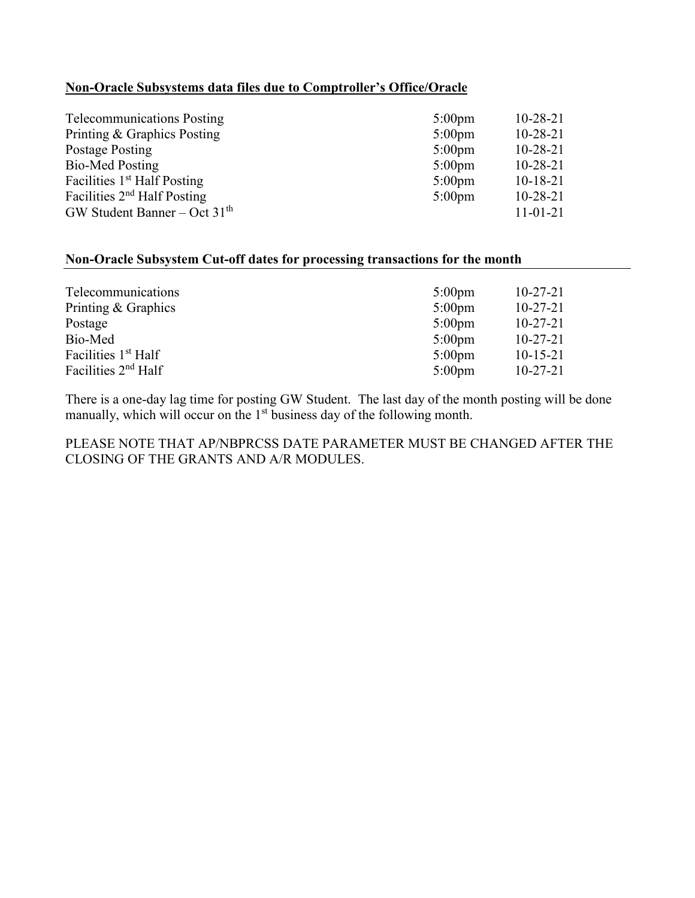**Non-Oracle Subsystems data files due to Comptroller's Office/Oracle**

| | | |
|---|---|---|
| Telecommunications Posting | 5:00pm | 10-28-21 |
| Printing & Graphics Posting | 5:00pm | 10-28-21 |
| Postage Posting | 5:00pm | 10-28-21 |
| Bio-Med Posting | 5:00pm | 10-28-21 |
| Facilities 1st Half Posting | 5:00pm | 10-18-21 |
| Facilities 2nd Half Posting | 5:00pm | 10-28-21 |
| GW Student Banner – Oct 31th | | 11-01-21 |

**Non-Oracle Subsystem Cut-off dates for processing transactions for the month**

| | | |
|---|---|---|
| Telecommunications | 5:00pm | 10-27-21 |
| Printing & Graphics | 5:00pm | 10-27-21 |
| Postage | 5:00pm | 10-27-21 |
| Bio-Med | 5:00pm | 10-27-21 |
| Facilities 1st Half | 5:00pm | 10-15-21 |
| Facilities 2nd Half | 5:00pm | 10-27-21 |

There is a one-day lag time for posting GW Student. The last day of the month posting will be done manually, which will occur on the 1st business day of the following month.

PLEASE NOTE THAT AP/NBPRCSS DATE PARAMETER MUST BE CHANGED AFTER THE CLOSING OF THE GRANTS AND A/R MODULES.